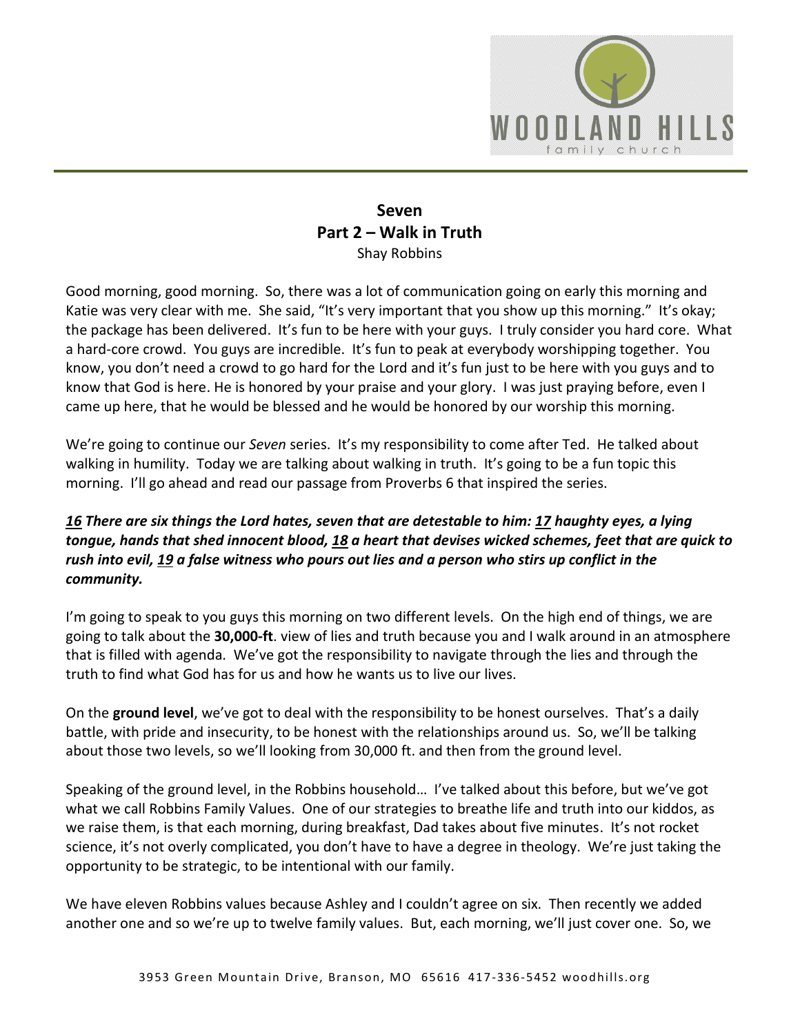**Seven**
**Part 2 – Walk in Truth**
Shay Robbins

Good morning, good morning. So, there was a lot of communication going on early this morning and Katie was very clear with me. She said, "It's very important that you show up this morning." It's okay; the package has been delivered. It's fun to be here with your guys. I truly consider you hard core. What a hard-core crowd. You guys are incredible. It's fun to peak at everybody worshipping together. You know, you don't need a crowd to go hard for the Lord and it's fun just to be here with you guys and to know that God is here. He is honored by your praise and your glory. I was just praying before, even I came up here, that he would be blessed and he would be honored by our worship this morning.

We're going to continue our *Seven* series. It's my responsibility to come after Ted. He talked about walking in humility. Today we are talking about walking in truth. It's going to be a fun topic this morning. I'll go ahead and read our passage from Proverbs 6 that inspired the series.

***16 There are six things the Lord hates, seven that are detestable to him: 17 haughty eyes, a lying tongue, hands that shed innocent blood, 18 a heart that devises wicked schemes, feet that are quick to rush into evil, 19 a false witness who pours out lies and a person who stirs up conflict in the community.***

I'm going to speak to you guys this morning on two different levels. On the high end of things, we are going to talk about the **30,000-ft**. view of lies and truth because you and I walk around in an atmosphere that is filled with agenda. We've got the responsibility to navigate through the lies and through the truth to find what God has for us and how he wants us to live our lives.

On the **ground level**, we've got to deal with the responsibility to be honest ourselves. That's a daily battle, with pride and insecurity, to be honest with the relationships around us. So, we'll be talking about those two levels, so we'll looking from 30,000 ft. and then from the ground level.

Speaking of the ground level, in the Robbins household… I've talked about this before, but we've got what we call Robbins Family Values. One of our strategies to breathe life and truth into our kiddos, as we raise them, is that each morning, during breakfast, Dad takes about five minutes. It's not rocket science, it's not overly complicated, you don't have to have a degree in theology. We're just taking the opportunity to be strategic, to be intentional with our family.

We have eleven Robbins values because Ashley and I couldn't agree on six. Then recently we added another one and so we're up to twelve family values. But, each morning, we'll just cover one. So, we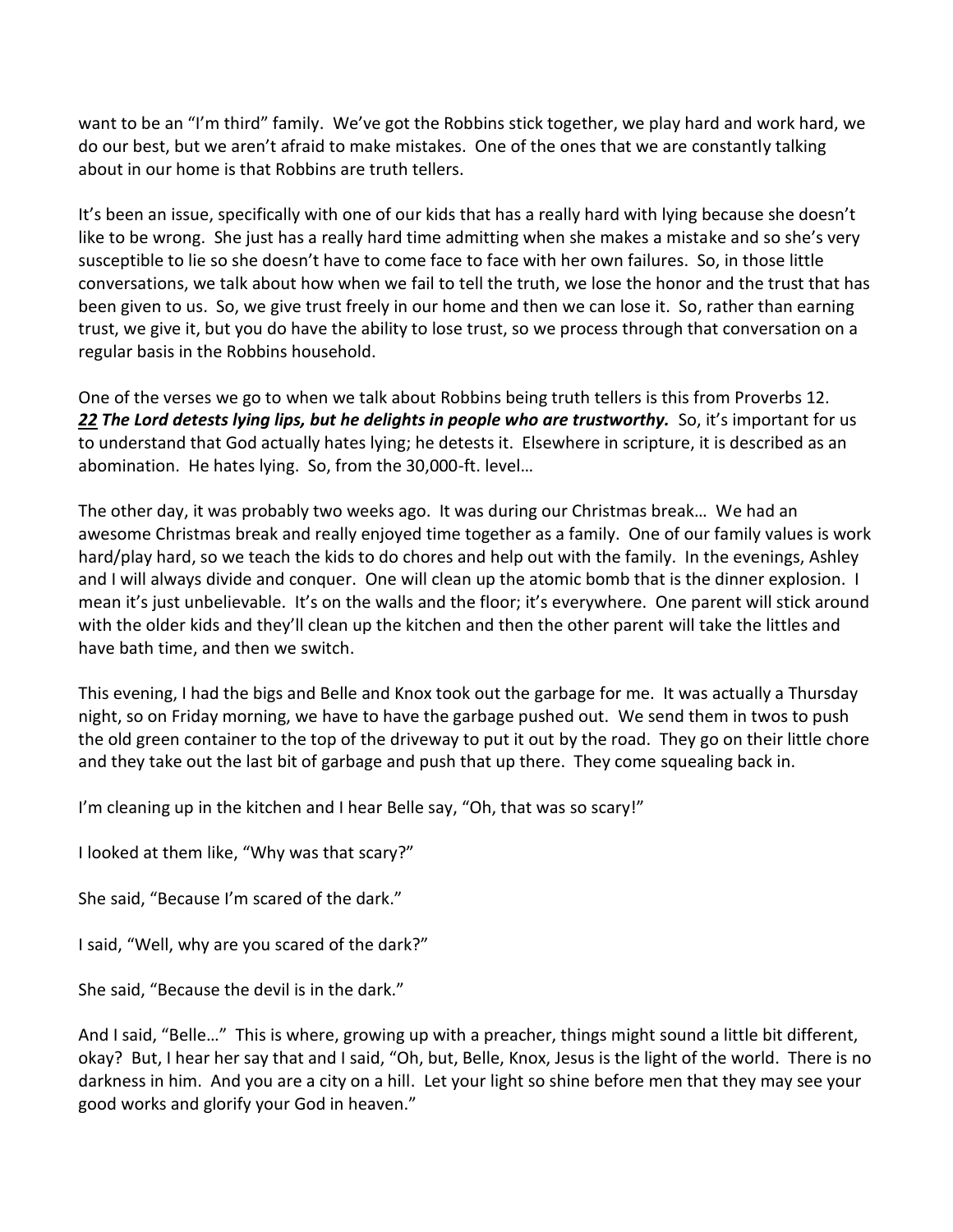want to be an "I'm third" family. We've got the Robbins stick together, we play hard and work hard, we do our best, but we aren't afraid to make mistakes. One of the ones that we are constantly talking about in our home is that Robbins are truth tellers.

It's been an issue, specifically with one of our kids that has a really hard with lying because she doesn't like to be wrong. She just has a really hard time admitting when she makes a mistake and so she's very susceptible to lie so she doesn't have to come face to face with her own failures. So, in those little conversations, we talk about how when we fail to tell the truth, we lose the honor and the trust that has been given to us. So, we give trust freely in our home and then we can lose it. So, rather than earning trust, we give it, but you do have the ability to lose trust, so we process through that conversation on a regular basis in the Robbins household.

One of the verses we go to when we talk about Robbins being truth tellers is this from Proverbs 12.
***22 The Lord detests lying lips, but he delights in people who are trustworthy.*** So, it's important for us to understand that God actually hates lying; he detests it. Elsewhere in scripture, it is described as an abomination. He hates lying. So, from the 30,000-ft. level…

The other day, it was probably two weeks ago. It was during our Christmas break… We had an awesome Christmas break and really enjoyed time together as a family. One of our family values is work hard/play hard, so we teach the kids to do chores and help out with the family. In the evenings, Ashley and I will always divide and conquer. One will clean up the atomic bomb that is the dinner explosion. I mean it's just unbelievable. It's on the walls and the floor; it's everywhere. One parent will stick around with the older kids and they'll clean up the kitchen and then the other parent will take the littles and have bath time, and then we switch.

This evening, I had the bigs and Belle and Knox took out the garbage for me. It was actually a Thursday night, so on Friday morning, we have to have the garbage pushed out. We send them in twos to push the old green container to the top of the driveway to put it out by the road. They go on their little chore and they take out the last bit of garbage and push that up there. They come squealing back in.

I'm cleaning up in the kitchen and I hear Belle say, "Oh, that was so scary!"

I looked at them like, "Why was that scary?"

She said, "Because I'm scared of the dark."

I said, "Well, why are you scared of the dark?"

She said, "Because the devil is in the dark."

And I said, "Belle…" This is where, growing up with a preacher, things might sound a little bit different, okay? But, I hear her say that and I said, "Oh, but, Belle, Knox, Jesus is the light of the world. There is no darkness in him. And you are a city on a hill. Let your light so shine before men that they may see your good works and glorify your God in heaven."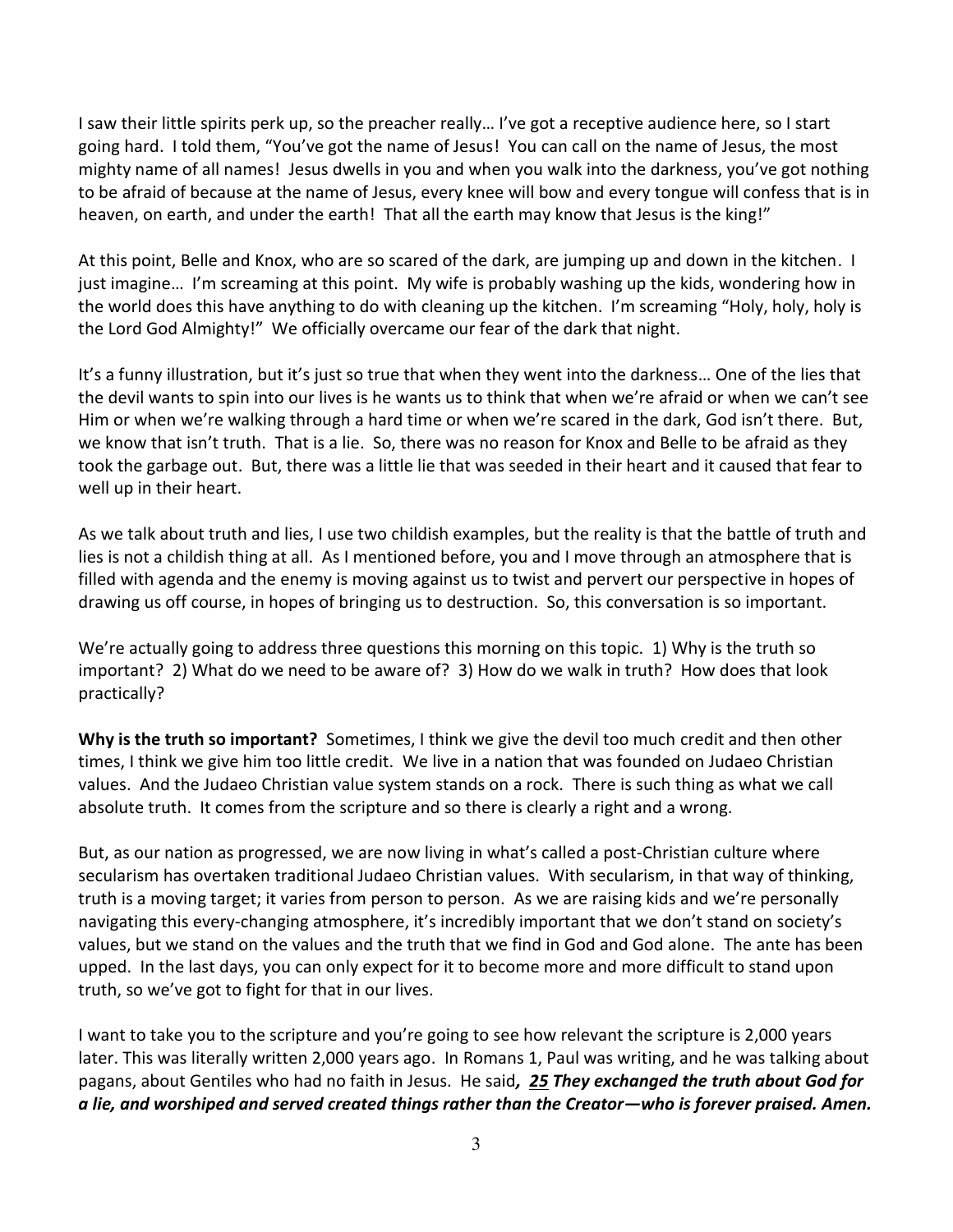I saw their little spirits perk up, so the preacher really… I've got a receptive audience here, so I start going hard. I told them, "You've got the name of Jesus! You can call on the name of Jesus, the most mighty name of all names! Jesus dwells in you and when you walk into the darkness, you've got nothing to be afraid of because at the name of Jesus, every knee will bow and every tongue will confess that is in heaven, on earth, and under the earth! That all the earth may know that Jesus is the king!"

At this point, Belle and Knox, who are so scared of the dark, are jumping up and down in the kitchen. I just imagine… I'm screaming at this point. My wife is probably washing up the kids, wondering how in the world does this have anything to do with cleaning up the kitchen. I'm screaming "Holy, holy, holy is the Lord God Almighty!" We officially overcame our fear of the dark that night.

It's a funny illustration, but it's just so true that when they went into the darkness… One of the lies that the devil wants to spin into our lives is he wants us to think that when we're afraid or when we can't see Him or when we're walking through a hard time or when we're scared in the dark, God isn't there. But, we know that isn't truth. That is a lie. So, there was no reason for Knox and Belle to be afraid as they took the garbage out. But, there was a little lie that was seeded in their heart and it caused that fear to well up in their heart.

As we talk about truth and lies, I use two childish examples, but the reality is that the battle of truth and lies is not a childish thing at all. As I mentioned before, you and I move through an atmosphere that is filled with agenda and the enemy is moving against us to twist and pervert our perspective in hopes of drawing us off course, in hopes of bringing us to destruction. So, this conversation is so important.

We're actually going to address three questions this morning on this topic. 1) Why is the truth so important? 2) What do we need to be aware of? 3) How do we walk in truth? How does that look practically?

**Why is the truth so important?** Sometimes, I think we give the devil too much credit and then other times, I think we give him too little credit. We live in a nation that was founded on Judaeo Christian values. And the Judaeo Christian value system stands on a rock. There is such thing as what we call absolute truth. It comes from the scripture and so there is clearly a right and a wrong.

But, as our nation as progressed, we are now living in what's called a post-Christian culture where secularism has overtaken traditional Judaeo Christian values. With secularism, in that way of thinking, truth is a moving target; it varies from person to person. As we are raising kids and we're personally navigating this every-changing atmosphere, it's incredibly important that we don't stand on society's values, but we stand on the values and the truth that we find in God and God alone. The ante has been upped. In the last days, you can only expect for it to become more and more difficult to stand upon truth, so we've got to fight for that in our lives.

I want to take you to the scripture and you're going to see how relevant the scripture is 2,000 years later. This was literally written 2,000 years ago. In Romans 1, Paul was writing, and he was talking about pagans, about Gentiles who had no faith in Jesus. He said***, 25 They exchanged the truth about God for a lie, and worshiped and served created things rather than the Creator—who is forever praised. Amen.***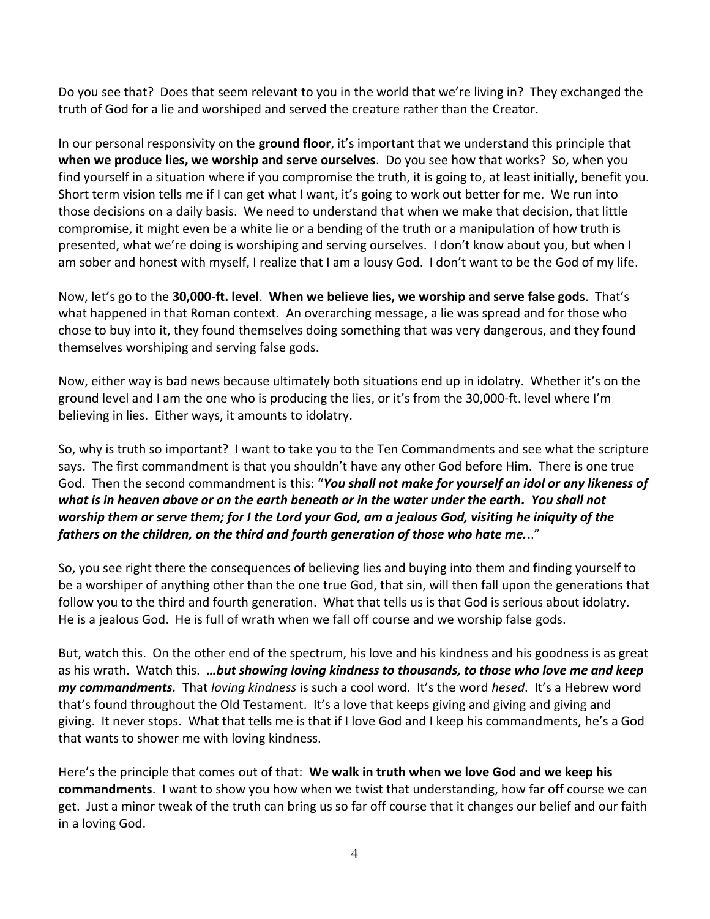Do you see that? Does that seem relevant to you in the world that we're living in? They exchanged the truth of God for a lie and worshiped and served the creature rather than the Creator.

In our personal responsivity on the **ground floor**, it's important that we understand this principle that **when we produce lies, we worship and serve ourselves**. Do you see how that works? So, when you find yourself in a situation where if you compromise the truth, it is going to, at least initially, benefit you. Short term vision tells me if I can get what I want, it's going to work out better for me. We run into those decisions on a daily basis. We need to understand that when we make that decision, that little compromise, it might even be a white lie or a bending of the truth or a manipulation of how truth is presented, what we're doing is worshiping and serving ourselves. I don't know about you, but when I am sober and honest with myself, I realize that I am a lousy God. I don't want to be the God of my life.

Now, let's go to the **30,000-ft. level**. **When we believe lies, we worship and serve false gods**. That's what happened in that Roman context. An overarching message, a lie was spread and for those who chose to buy into it, they found themselves doing something that was very dangerous, and they found themselves worshiping and serving false gods.

Now, either way is bad news because ultimately both situations end up in idolatry. Whether it's on the ground level and I am the one who is producing the lies, or it's from the 30,000-ft. level where I'm believing in lies. Either ways, it amounts to idolatry.

So, why is truth so important? I want to take you to the Ten Commandments and see what the scripture says. The first commandment is that you shouldn't have any other God before Him. There is one true God. Then the second commandment is this: "***You shall not make for yourself an idol or any likeness of what is in heaven above or on the earth beneath or in the water under the earth. You shall not worship them or serve them; for I the Lord your God, am a jealous God, visiting he iniquity of the fathers on the children, on the third and fourth generation of those who hate me.***.."

So, you see right there the consequences of believing lies and buying into them and finding yourself to be a worshiper of anything other than the one true God, that sin, will then fall upon the generations that follow you to the third and fourth generation. What that tells us is that God is serious about idolatry. He is a jealous God. He is full of wrath when we fall off course and we worship false gods.

But, watch this. On the other end of the spectrum, his love and his kindness and his goodness is as great as his wrath. Watch this. ***…but showing loving kindness to thousands, to those who love me and keep my commandments.*** That *loving kindness* is such a cool word. It's the word *hesed*. It's a Hebrew word that's found throughout the Old Testament. It's a love that keeps giving and giving and giving and giving. It never stops. What that tells me is that if I love God and I keep his commandments, he's a God that wants to shower me with loving kindness.

Here's the principle that comes out of that: **We walk in truth when we love God and we keep his commandments**. I want to show you how when we twist that understanding, how far off course we can get. Just a minor tweak of the truth can bring us so far off course that it changes our belief and our faith in a loving God.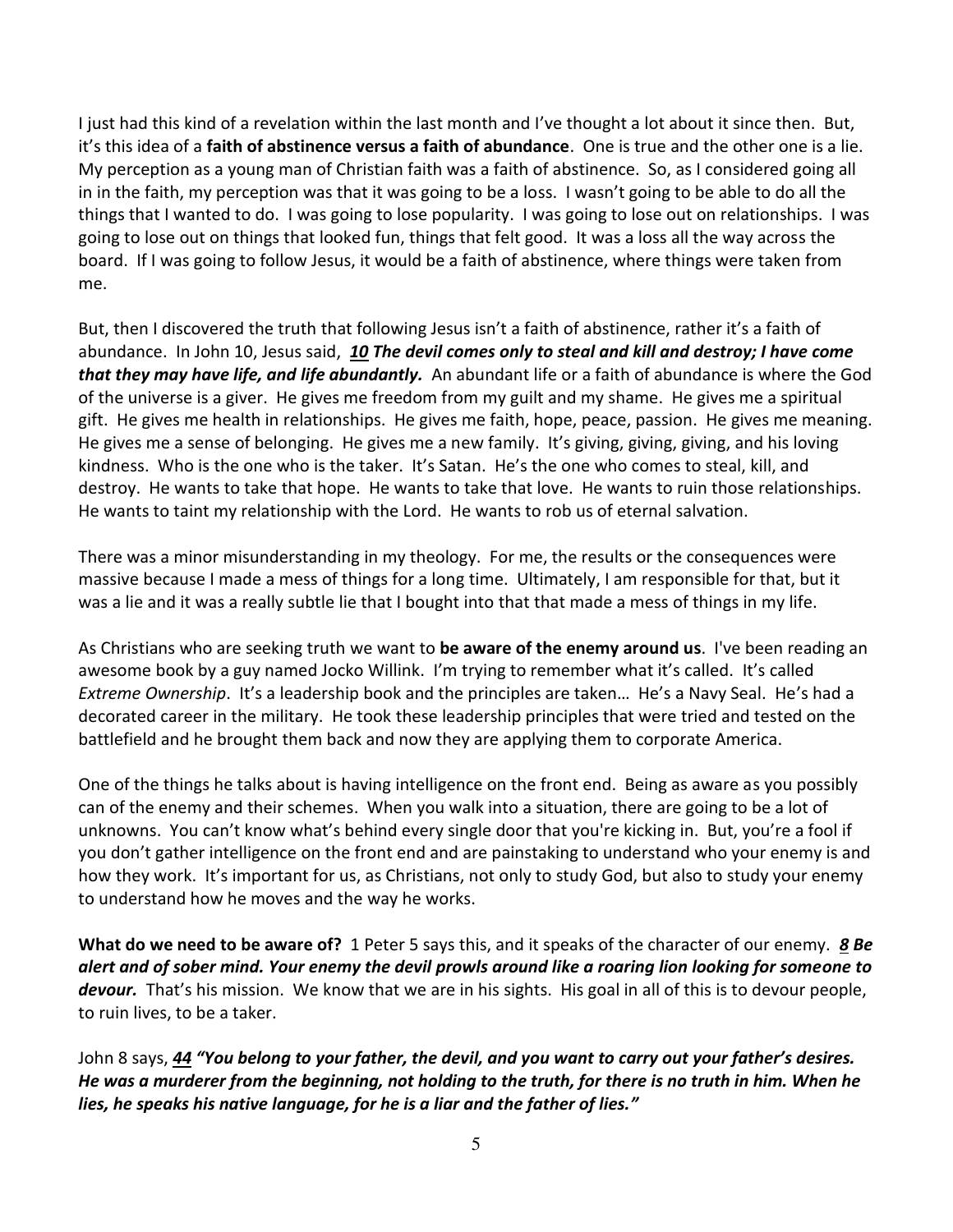I just had this kind of a revelation within the last month and I've thought a lot about it since then. But, it's this idea of a **faith of abstinence versus a faith of abundance**. One is true and the other one is a lie. My perception as a young man of Christian faith was a faith of abstinence. So, as I considered going all in in the faith, my perception was that it was going to be a loss. I wasn't going to be able to do all the things that I wanted to do. I was going to lose popularity. I was going to lose out on relationships. I was going to lose out on things that looked fun, things that felt good. It was a loss all the way across the board. If I was going to follow Jesus, it would be a faith of abstinence, where things were taken from me.

But, then I discovered the truth that following Jesus isn't a faith of abstinence, rather it's a faith of abundance. In John 10, Jesus said, ***10 The devil comes only to steal and kill and destroy; I have come that they may have life, and life abundantly.*** An abundant life or a faith of abundance is where the God of the universe is a giver. He gives me freedom from my guilt and my shame. He gives me a spiritual gift. He gives me health in relationships. He gives me faith, hope, peace, passion. He gives me meaning. He gives me a sense of belonging. He gives me a new family. It's giving, giving, giving, and his loving kindness. Who is the one who is the taker. It's Satan. He's the one who comes to steal, kill, and destroy. He wants to take that hope. He wants to take that love. He wants to ruin those relationships. He wants to taint my relationship with the Lord. He wants to rob us of eternal salvation.

There was a minor misunderstanding in my theology. For me, the results or the consequences were massive because I made a mess of things for a long time. Ultimately, I am responsible for that, but it was a lie and it was a really subtle lie that I bought into that that made a mess of things in my life.

As Christians who are seeking truth we want to **be aware of the enemy around us**. I've been reading an awesome book by a guy named Jocko Willink. I'm trying to remember what it's called. It's called *Extreme Ownership*. It's a leadership book and the principles are taken… He's a Navy Seal. He's had a decorated career in the military. He took these leadership principles that were tried and tested on the battlefield and he brought them back and now they are applying them to corporate America.

One of the things he talks about is having intelligence on the front end. Being as aware as you possibly can of the enemy and their schemes. When you walk into a situation, there are going to be a lot of unknowns. You can't know what's behind every single door that you're kicking in. But, you're a fool if you don't gather intelligence on the front end and are painstaking to understand who your enemy is and how they work. It's important for us, as Christians, not only to study God, but also to study your enemy to understand how he moves and the way he works.

**What do we need to be aware of?** 1 Peter 5 says this, and it speaks of the character of our enemy. ***8 Be alert and of sober mind. Your enemy the devil prowls around like a roaring lion looking for someone to devour.*** That's his mission. We know that we are in his sights. His goal in all of this is to devour people, to ruin lives, to be a taker.

John 8 says, ***44 "You belong to your father, the devil, and you want to carry out your father's desires. He was a murderer from the beginning, not holding to the truth, for there is no truth in him. When he lies, he speaks his native language, for he is a liar and the father of lies."***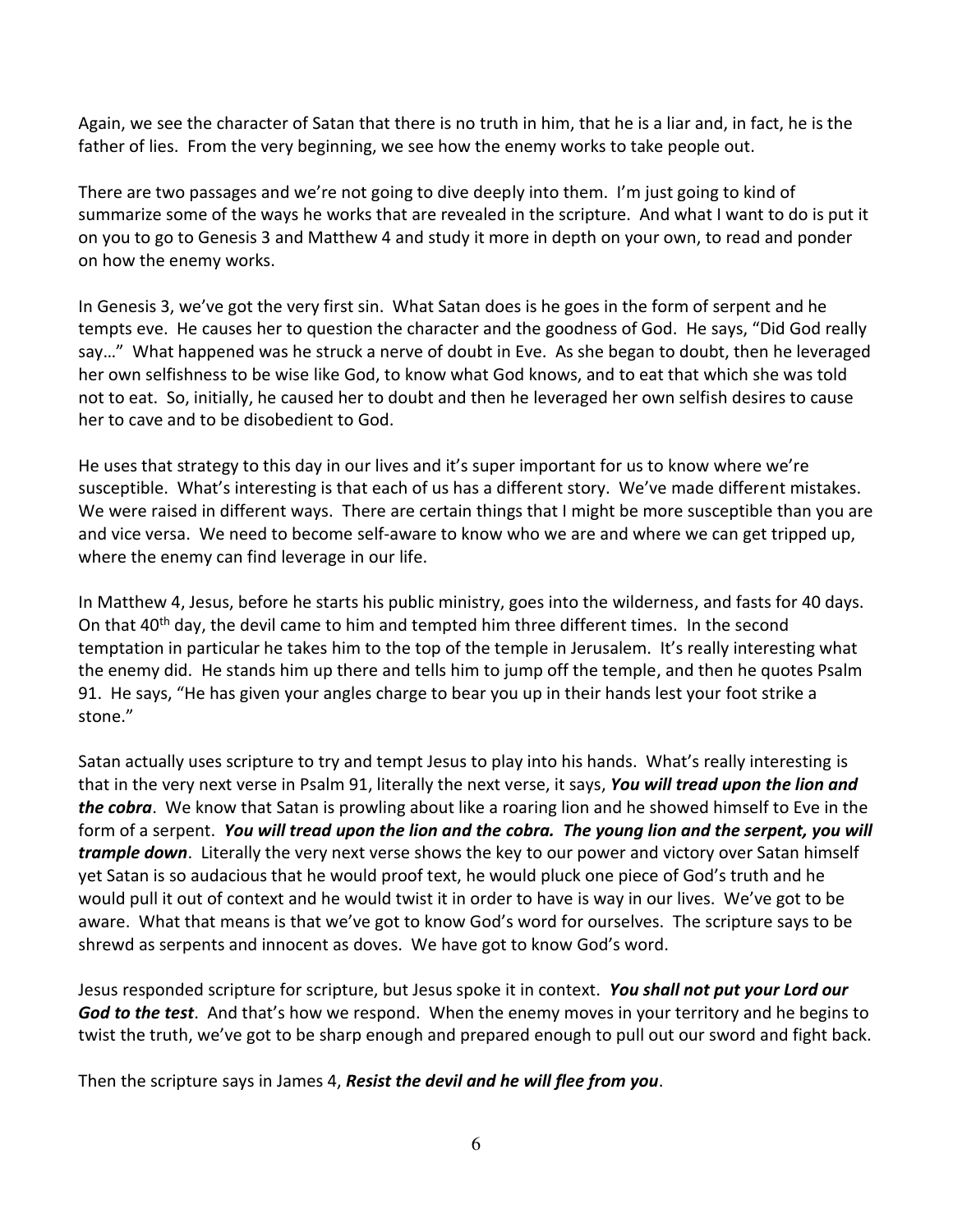Again, we see the character of Satan that there is no truth in him, that he is a liar and, in fact, he is the father of lies. From the very beginning, we see how the enemy works to take people out.

There are two passages and we're not going to dive deeply into them. I'm just going to kind of summarize some of the ways he works that are revealed in the scripture. And what I want to do is put it on you to go to Genesis 3 and Matthew 4 and study it more in depth on your own, to read and ponder on how the enemy works.

In Genesis 3, we've got the very first sin. What Satan does is he goes in the form of serpent and he tempts eve. He causes her to question the character and the goodness of God. He says, "Did God really say…" What happened was he struck a nerve of doubt in Eve. As she began to doubt, then he leveraged her own selfishness to be wise like God, to know what God knows, and to eat that which she was told not to eat. So, initially, he caused her to doubt and then he leveraged her own selfish desires to cause her to cave and to be disobedient to God.

He uses that strategy to this day in our lives and it's super important for us to know where we're susceptible. What's interesting is that each of us has a different story. We've made different mistakes. We were raised in different ways. There are certain things that I might be more susceptible than you are and vice versa. We need to become self-aware to know who we are and where we can get tripped up, where the enemy can find leverage in our life.

In Matthew 4, Jesus, before he starts his public ministry, goes into the wilderness, and fasts for 40 days. On that 40th day, the devil came to him and tempted him three different times. In the second temptation in particular he takes him to the top of the temple in Jerusalem. It's really interesting what the enemy did. He stands him up there and tells him to jump off the temple, and then he quotes Psalm 91. He says, "He has given your angles charge to bear you up in their hands lest your foot strike a stone."

Satan actually uses scripture to try and tempt Jesus to play into his hands. What's really interesting is that in the very next verse in Psalm 91, literally the next verse, it says, ***You will tread upon the lion and the cobra***. We know that Satan is prowling about like a roaring lion and he showed himself to Eve in the form of a serpent. ***You will tread upon the lion and the cobra. The young lion and the serpent, you will trample down***. Literally the very next verse shows the key to our power and victory over Satan himself yet Satan is so audacious that he would proof text, he would pluck one piece of God's truth and he would pull it out of context and he would twist it in order to have is way in our lives. We've got to be aware. What that means is that we've got to know God's word for ourselves. The scripture says to be shrewd as serpents and innocent as doves. We have got to know God's word.

Jesus responded scripture for scripture, but Jesus spoke it in context. ***You shall not put your Lord our God to the test***. And that's how we respond. When the enemy moves in your territory and he begins to twist the truth, we've got to be sharp enough and prepared enough to pull out our sword and fight back.

Then the scripture says in James 4, ***Resist the devil and he will flee from you***.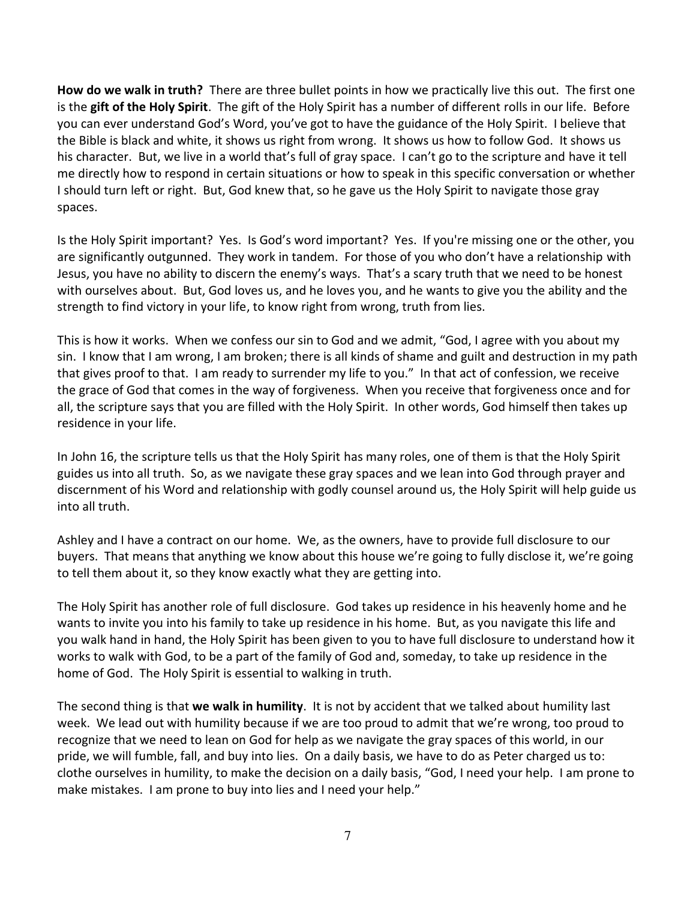**How do we walk in truth?** There are three bullet points in how we practically live this out. The first one is the **gift of the Holy Spirit**. The gift of the Holy Spirit has a number of different rolls in our life. Before you can ever understand God's Word, you've got to have the guidance of the Holy Spirit. I believe that the Bible is black and white, it shows us right from wrong. It shows us how to follow God. It shows us his character. But, we live in a world that's full of gray space. I can't go to the scripture and have it tell me directly how to respond in certain situations or how to speak in this specific conversation or whether I should turn left or right. But, God knew that, so he gave us the Holy Spirit to navigate those gray spaces.

Is the Holy Spirit important? Yes. Is God's word important? Yes. If you're missing one or the other, you are significantly outgunned. They work in tandem. For those of you who don't have a relationship with Jesus, you have no ability to discern the enemy's ways. That's a scary truth that we need to be honest with ourselves about. But, God loves us, and he loves you, and he wants to give you the ability and the strength to find victory in your life, to know right from wrong, truth from lies.

This is how it works. When we confess our sin to God and we admit, "God, I agree with you about my sin. I know that I am wrong, I am broken; there is all kinds of shame and guilt and destruction in my path that gives proof to that. I am ready to surrender my life to you." In that act of confession, we receive the grace of God that comes in the way of forgiveness. When you receive that forgiveness once and for all, the scripture says that you are filled with the Holy Spirit. In other words, God himself then takes up residence in your life.

In John 16, the scripture tells us that the Holy Spirit has many roles, one of them is that the Holy Spirit guides us into all truth. So, as we navigate these gray spaces and we lean into God through prayer and discernment of his Word and relationship with godly counsel around us, the Holy Spirit will help guide us into all truth.

Ashley and I have a contract on our home. We, as the owners, have to provide full disclosure to our buyers. That means that anything we know about this house we're going to fully disclose it, we're going to tell them about it, so they know exactly what they are getting into.

The Holy Spirit has another role of full disclosure. God takes up residence in his heavenly home and he wants to invite you into his family to take up residence in his home. But, as you navigate this life and you walk hand in hand, the Holy Spirit has been given to you to have full disclosure to understand how it works to walk with God, to be a part of the family of God and, someday, to take up residence in the home of God. The Holy Spirit is essential to walking in truth.

The second thing is that **we walk in humility**. It is not by accident that we talked about humility last week. We lead out with humility because if we are too proud to admit that we're wrong, too proud to recognize that we need to lean on God for help as we navigate the gray spaces of this world, in our pride, we will fumble, fall, and buy into lies. On a daily basis, we have to do as Peter charged us to: clothe ourselves in humility, to make the decision on a daily basis, "God, I need your help. I am prone to make mistakes. I am prone to buy into lies and I need your help."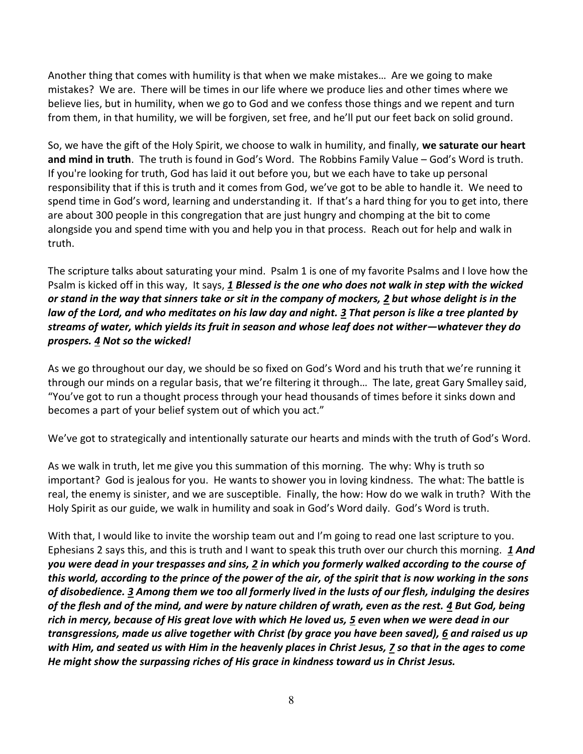Another thing that comes with humility is that when we make mistakes… Are we going to make mistakes? We are. There will be times in our life where we produce lies and other times where we believe lies, but in humility, when we go to God and we confess those things and we repent and turn from them, in that humility, we will be forgiven, set free, and he'll put our feet back on solid ground.

So, we have the gift of the Holy Spirit, we choose to walk in humility, and finally, **we saturate our heart and mind in truth**. The truth is found in God's Word. The Robbins Family Value – God's Word is truth. If you're looking for truth, God has laid it out before you, but we each have to take up personal responsibility that if this is truth and it comes from God, we've got to be able to handle it. We need to spend time in God's word, learning and understanding it. If that's a hard thing for you to get into, there are about 300 people in this congregation that are just hungry and chomping at the bit to come alongside you and spend time with you and help you in that process. Reach out for help and walk in truth.

The scripture talks about saturating your mind. Psalm 1 is one of my favorite Psalms and I love how the Psalm is kicked off in this way, It says, ***1*** ***Blessed is the one who does not walk in step with the wicked or stand in the way that sinners take or sit in the company of mockers, 2 but whose delight is in the law of the Lord, and who meditates on his law day and night. 3 That person is like a tree planted by streams of water, which yields its fruit in season and whose leaf does not wither—whatever they do prospers. 4 Not so the wicked!***

As we go throughout our day, we should be so fixed on God's Word and his truth that we're running it through our minds on a regular basis, that we're filtering it through… The late, great Gary Smalley said, "You've got to run a thought process through your head thousands of times before it sinks down and becomes a part of your belief system out of which you act."

We've got to strategically and intentionally saturate our hearts and minds with the truth of God's Word.

As we walk in truth, let me give you this summation of this morning. The why: Why is truth so important? God is jealous for you. He wants to shower you in loving kindness. The what: The battle is real, the enemy is sinister, and we are susceptible. Finally, the how: How do we walk in truth? With the Holy Spirit as our guide, we walk in humility and soak in God's Word daily. God's Word is truth.

With that, I would like to invite the worship team out and I'm going to read one last scripture to you. Ephesians 2 says this, and this is truth and I want to speak this truth over our church this morning. ***1 And you were dead in your trespasses and sins, 2 in which you formerly walked according to the course of this world, according to the prince of the power of the air, of the spirit that is now working in the sons of disobedience. 3 Among them we too all formerly lived in the lusts of our flesh, indulging the desires of the flesh and of the mind, and were by nature children of wrath, even as the rest. 4 But God, being rich in mercy, because of His great love with which He loved us, 5 even when we were dead in our transgressions, made us alive together with Christ (by grace you have been saved), 6 and raised us up with Him, and seated us with Him in the heavenly places in Christ Jesus, 7 so that in the ages to come He might show the surpassing riches of His grace in kindness toward us in Christ Jesus.***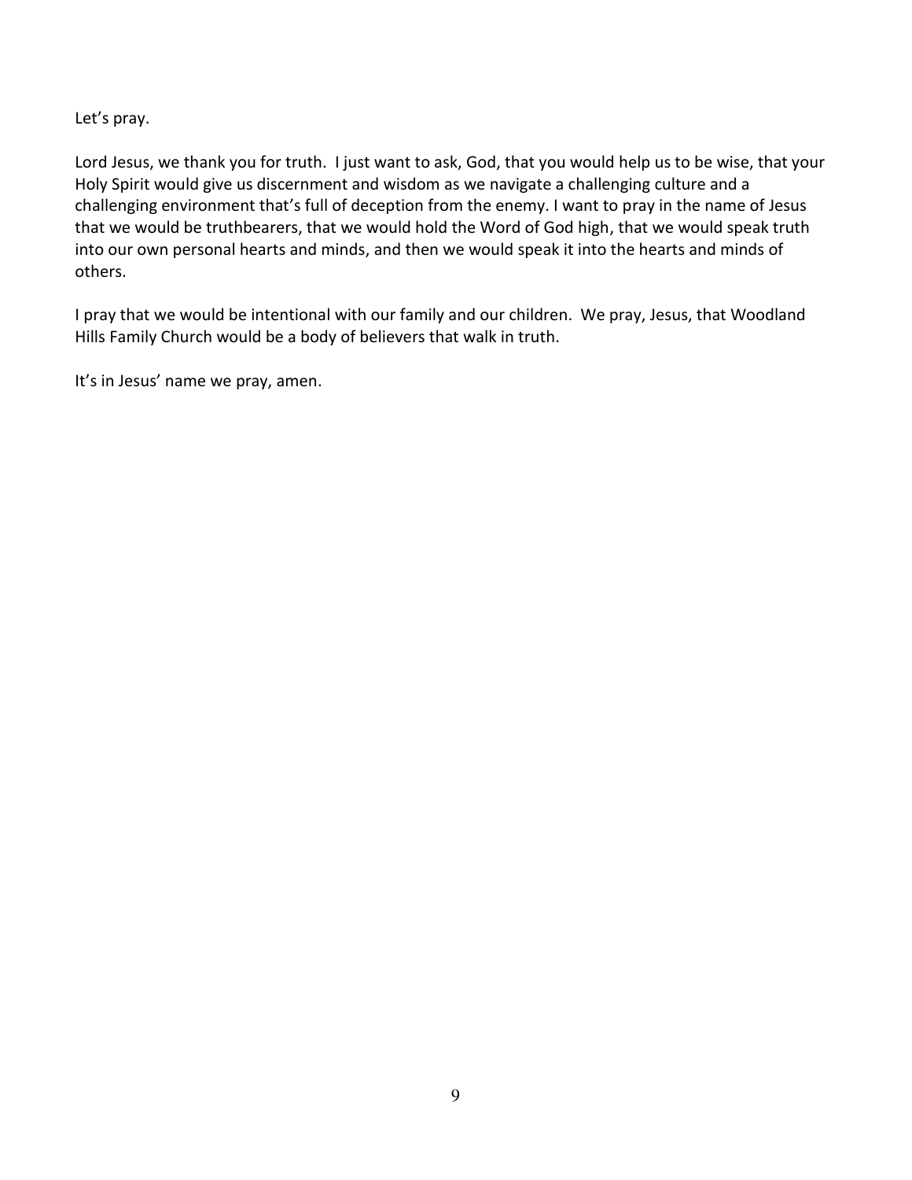Let's pray.

Lord Jesus, we thank you for truth. I just want to ask, God, that you would help us to be wise, that your Holy Spirit would give us discernment and wisdom as we navigate a challenging culture and a challenging environment that's full of deception from the enemy. I want to pray in the name of Jesus that we would be truthbearers, that we would hold the Word of God high, that we would speak truth into our own personal hearts and minds, and then we would speak it into the hearts and minds of others.

I pray that we would be intentional with our family and our children. We pray, Jesus, that Woodland Hills Family Church would be a body of believers that walk in truth.

It's in Jesus' name we pray, amen.